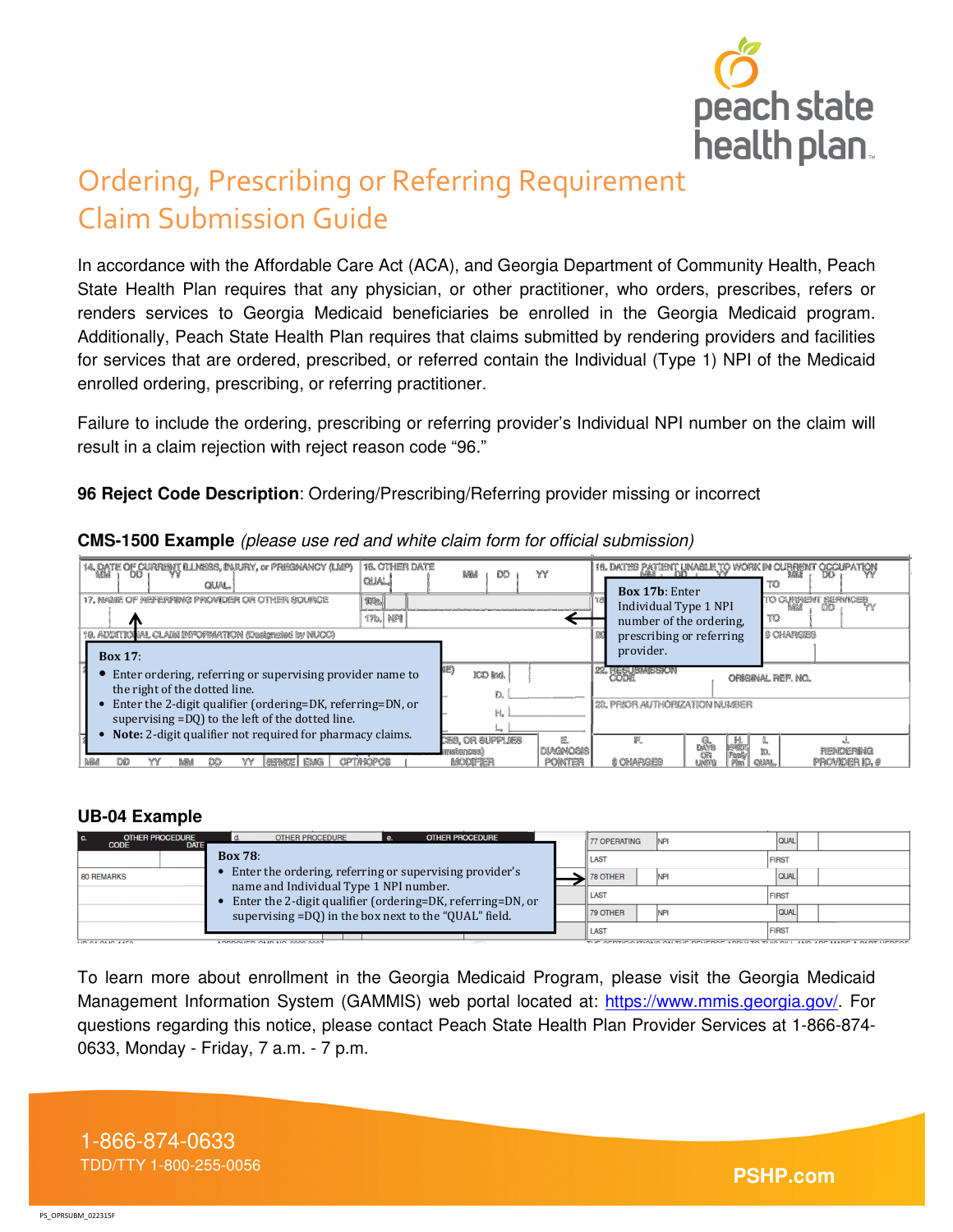# Ordering, Prescribing or Referring Requirement Claim Submission Guide

In accordance with the Affordable Care Act (ACA), and Georgia Department of Community Health, Peach State Health Plan requires that any physician, or other practitioner, who orders, prescribes, refers or renders services to Georgia Medicaid beneficiaries be enrolled in the Georgia Medicaid program. Additionally, Peach State Health Plan requires that claims submitted by rendering providers and facilities for services that are ordered, prescribed, or referred contain the Individual (Type 1) NPI of the Medicaid enrolled ordering, prescribing, or referring practitioner.

Failure to include the ordering, prescribing or referring provider's Individual NPI number on the claim will result in a claim rejection with reject reason code "96."

**96 Reject Code Description**: Ordering/Prescribing/Referring provider missing or incorrect

**CMS-1500 Example** *(please use red and white claim form for official submission)*

**Box 17**:

- Enter ordering, referring or supervising provider name to the right of the dotted line.
- Enter the 2-digit qualifier (ordering=DK, referring=DN, or supervising =DQ) to the left of the dotted line.
- **Note:** 2-digit qualifier not required for pharmacy claims.

**Box 17b**: Enter Individual Type 1 NPI number of the ordering, prescribing or referring provider.

## UB-04 Example

**Box 78**:

- Enter the ordering, referring or supervising provider's name and Individual Type 1 NPI number.
- Enter the 2-digit qualifier (ordering=DK, referring=DN, or supervising =DQ) in the box next to the "QUAL" field.

To learn more about enrollment in the Georgia Medicaid Program, please visit the Georgia Medicaid Management Information System (GAMMIS) web portal located at: https://www.mmis.georgia.gov/. For questions regarding this notice, please contact Peach State Health Plan Provider Services at 1-866-874-0633, Monday - Friday, 7 a.m. - 7 p.m.

1-866-874-0633
TDD/TTY 1-800-255-0056

PSHP.com

PS_OPRSUBM_022315F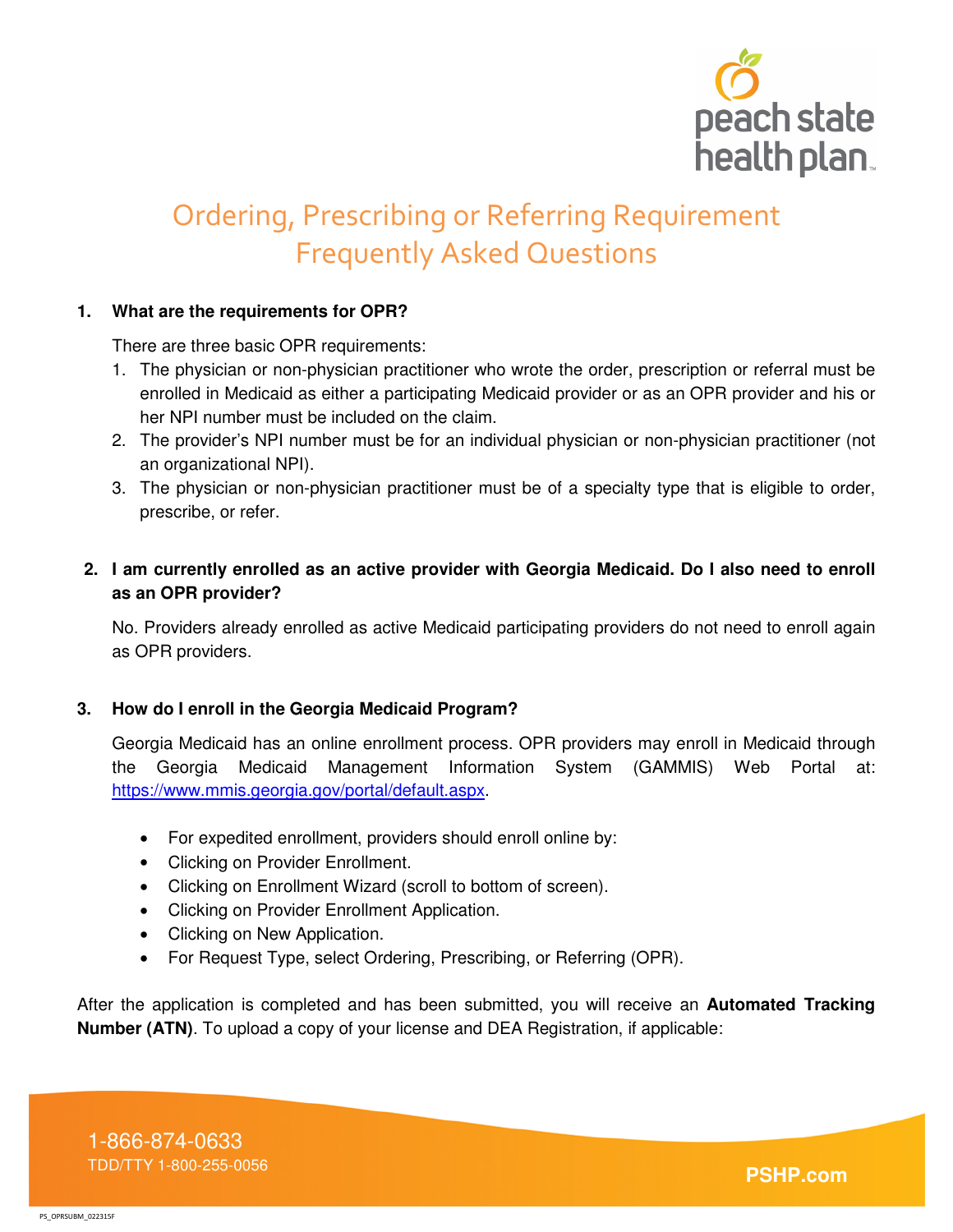# Ordering, Prescribing or Referring Requirement Frequently Asked Questions

**1. What are the requirements for OPR?**

There are three basic OPR requirements:

1. The physician or non-physician practitioner who wrote the order, prescription or referral must be enrolled in Medicaid as either a participating Medicaid provider or as an OPR provider and his or her NPI number must be included on the claim.
2. The provider's NPI number must be for an individual physician or non-physician practitioner (not an organizational NPI).
3. The physician or non-physician practitioner must be of a specialty type that is eligible to order, prescribe, or refer.

**2. I am currently enrolled as an active provider with Georgia Medicaid. Do I also need to enroll as an OPR provider?**

No. Providers already enrolled as active Medicaid participating providers do not need to enroll again as OPR providers.

**3. How do I enroll in the Georgia Medicaid Program?**

Georgia Medicaid has an online enrollment process. OPR providers may enroll in Medicaid through the Georgia Medicaid Management Information System (GAMMIS) Web Portal at: https://www.mmis.georgia.gov/portal/default.aspx.

- For expedited enrollment, providers should enroll online by:
- Clicking on Provider Enrollment.
- Clicking on Enrollment Wizard (scroll to bottom of screen).
- Clicking on Provider Enrollment Application.
- Clicking on New Application.
- For Request Type, select Ordering, Prescribing, or Referring (OPR).

After the application is completed and has been submitted, you will receive an **Automated Tracking Number (ATN)**. To upload a copy of your license and DEA Registration, if applicable: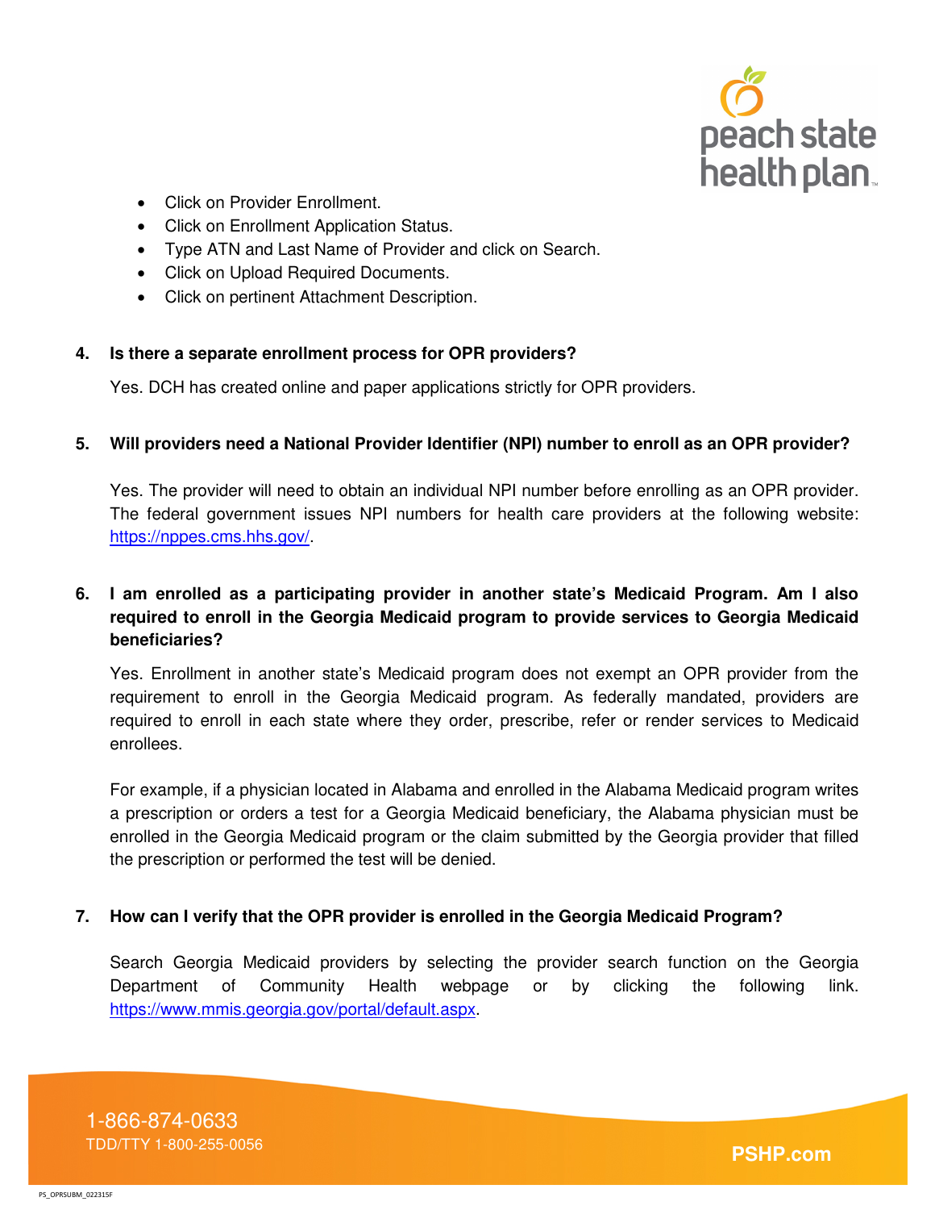- Click on Provider Enrollment.
- Click on Enrollment Application Status.
- Type ATN and Last Name of Provider and click on Search.
- Click on Upload Required Documents.
- Click on pertinent Attachment Description.

**4. Is there a separate enrollment process for OPR providers?**

Yes. DCH has created online and paper applications strictly for OPR providers.

**5. Will providers need a National Provider Identifier (NPI) number to enroll as an OPR provider?**

Yes. The provider will need to obtain an individual NPI number before enrolling as an OPR provider. The federal government issues NPI numbers for health care providers at the following website: https://nppes.cms.hhs.gov/.

**6. I am enrolled as a participating provider in another state's Medicaid Program. Am I also required to enroll in the Georgia Medicaid program to provide services to Georgia Medicaid beneficiaries?**

Yes. Enrollment in another state's Medicaid program does not exempt an OPR provider from the requirement to enroll in the Georgia Medicaid program. As federally mandated, providers are required to enroll in each state where they order, prescribe, refer or render services to Medicaid enrollees.

For example, if a physician located in Alabama and enrolled in the Alabama Medicaid program writes a prescription or orders a test for a Georgia Medicaid beneficiary, the Alabama physician must be enrolled in the Georgia Medicaid program or the claim submitted by the Georgia provider that filled the prescription or performed the test will be denied.

**7. How can I verify that the OPR provider is enrolled in the Georgia Medicaid Program?**

Search Georgia Medicaid providers by selecting the provider search function on the Georgia Department of Community Health webpage or by clicking the following link. https://www.mmis.georgia.gov/portal/default.aspx.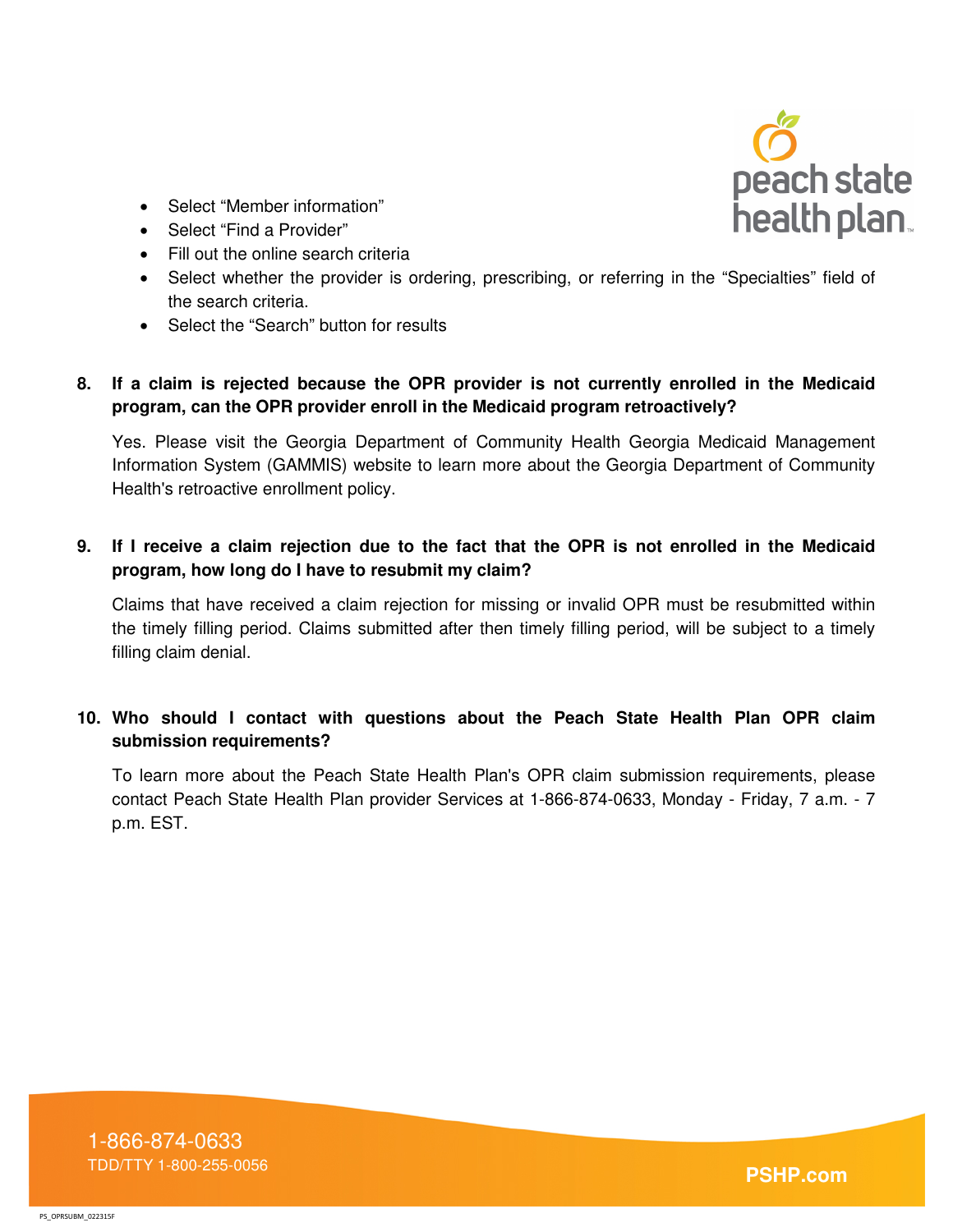- Select “Member information”
- Select “Find a Provider”
- Fill out the online search criteria
- Select whether the provider is ordering, prescribing, or referring in the “Specialties” field of the search criteria.
- Select the “Search” button for results

**8. If a claim is rejected because the OPR provider is not currently enrolled in the Medicaid program, can the OPR provider enroll in the Medicaid program retroactively?**

Yes. Please visit the Georgia Department of Community Health Georgia Medicaid Management Information System (GAMMIS) website to learn more about the Georgia Department of Community Health's retroactive enrollment policy.

**9. If I receive a claim rejection due to the fact that the OPR is not enrolled in the Medicaid program, how long do I have to resubmit my claim?**

Claims that have received a claim rejection for missing or invalid OPR must be resubmitted within the timely filling period. Claims submitted after then timely filling period, will be subject to a timely filling claim denial.

**10. Who should I contact with questions about the Peach State Health Plan OPR claim submission requirements?**

To learn more about the Peach State Health Plan's OPR claim submission requirements, please contact Peach State Health Plan provider Services at 1-866-874-0633, Monday - Friday, 7 a.m. - 7 p.m. EST.

1-866-874-0633
TDD/TTY 1-800-255-0056

PSHP.com

PS_OPRSUBM_022315F